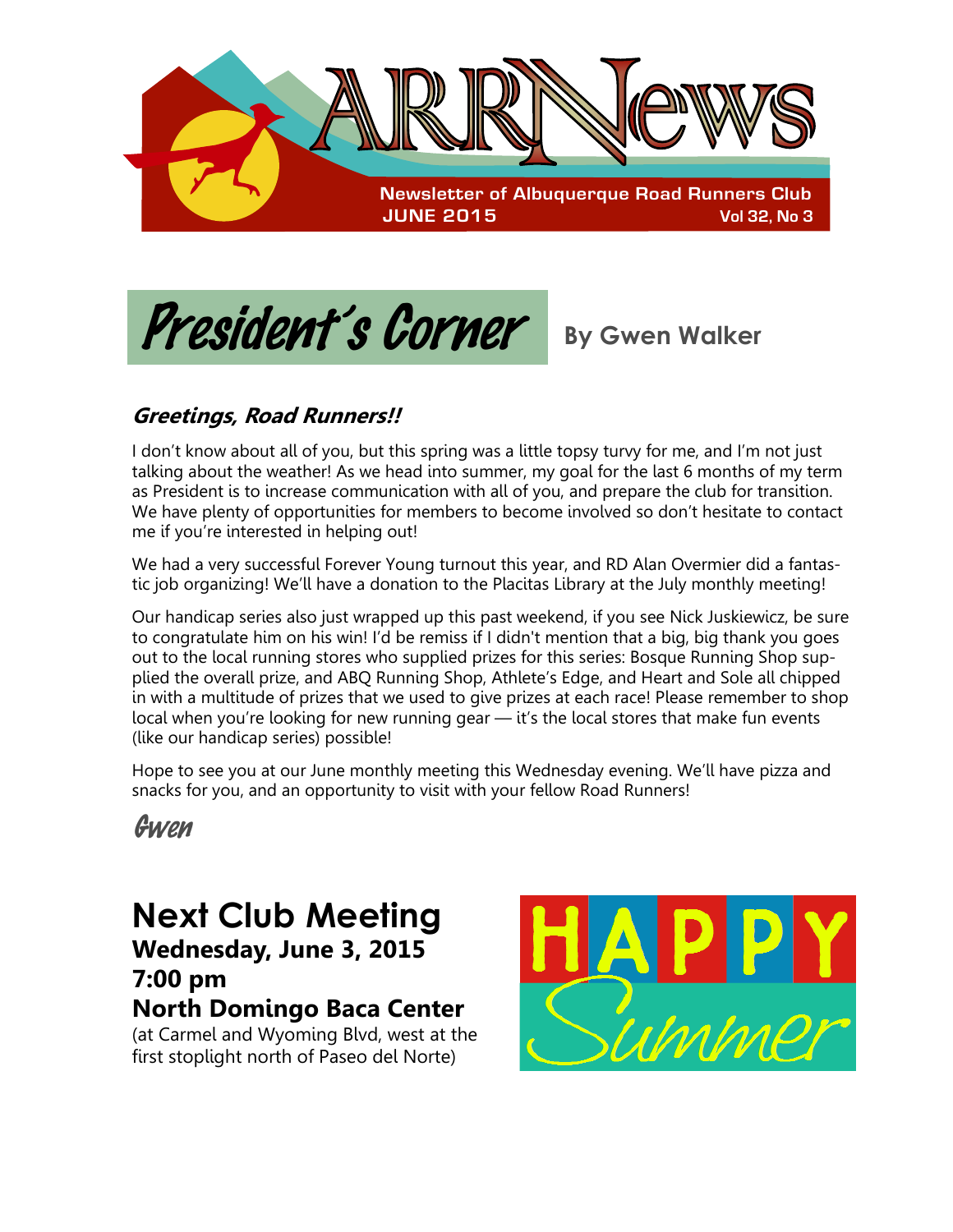# ARRNews

**Newsletter of Albuquerque Road Runners Club**
**JUNE 2015** Vol 32, No 3

## President's Corner

**By Gwen Walker**

### *Greetings, Road Runners!!*

I don't know about all of you, but this spring was a little topsy turvy for me, and I'm not just talking about the weather! As we head into summer, my goal for the last 6 months of my term as President is to increase communication with all of you, and prepare the club for transition. We have plenty of opportunities for members to become involved so don't hesitate to contact me if you're interested in helping out!

We had a very successful Forever Young turnout this year, and RD Alan Overmier did a fantastic job organizing! We'll have a donation to the Placitas Library at the July monthly meeting!

Our handicap series also just wrapped up this past weekend, if you see Nick Juskiewicz, be sure to congratulate him on his win! I'd be remiss if I didn't mention that a big, big thank you goes out to the local running stores who supplied prizes for this series: Bosque Running Shop supplied the overall prize, and ABQ Running Shop, Athlete's Edge, and Heart and Sole all chipped in with a multitude of prizes that we used to give prizes at each race! Please remember to shop local when you're looking for new running gear — it's the local stores that make fun events (like our handicap series) possible!

Hope to see you at our June monthly meeting this Wednesday evening. We'll have pizza and snacks for you, and an opportunity to visit with your fellow Road Runners!

*Gwen*

## Next Club Meeting

**Wednesday, June 3, 2015**
**7:00 pm**
**North Domingo Baca Center**
(at Carmel and Wyoming Blvd, west at the first stoplight north of Paseo del Norte)

HAPPY Summer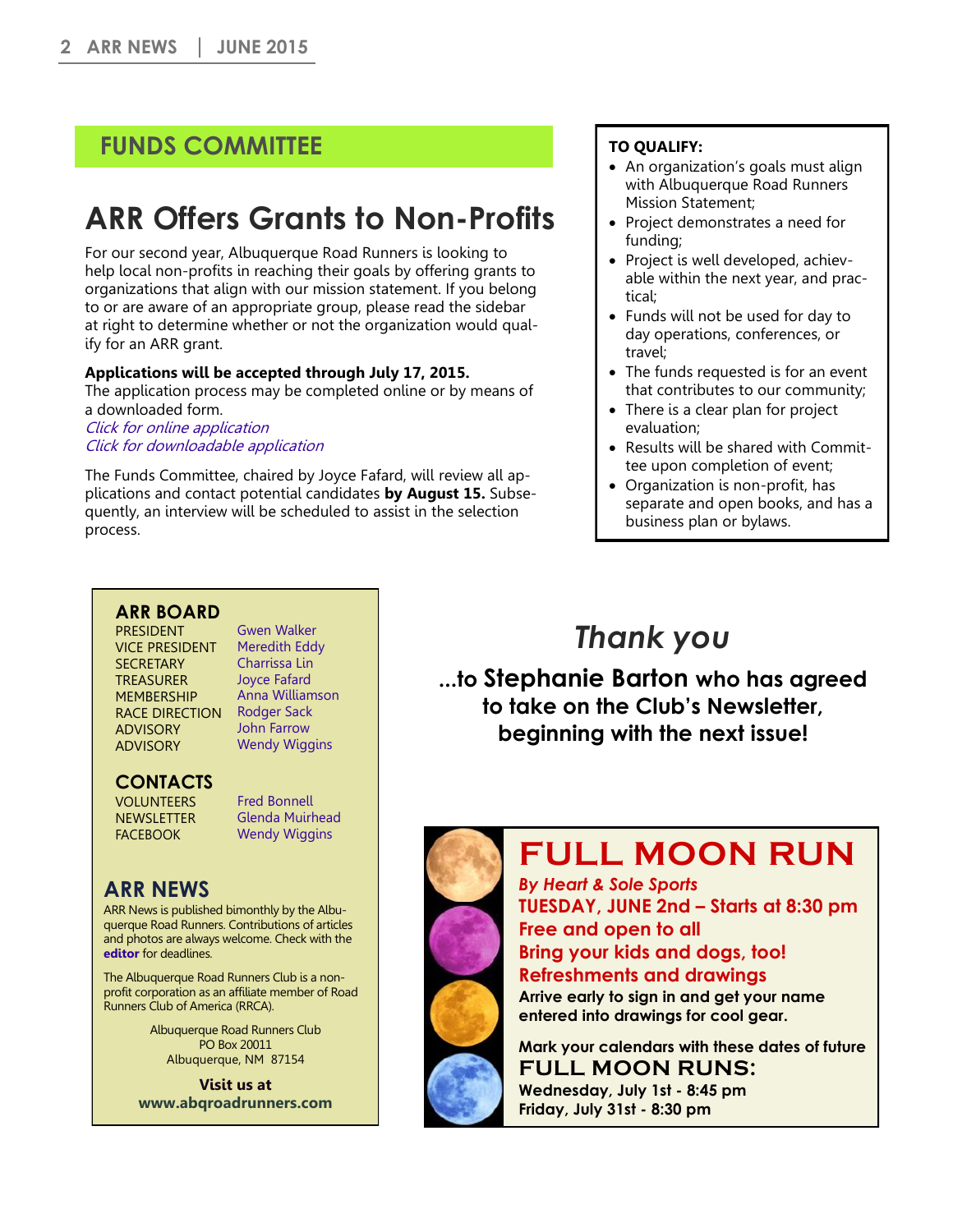## FUNDS COMMITTEE

# ARR Offers Grants to Non-Profits

For our second year, Albuquerque Road Runners is looking to help local non-profits in reaching their goals by offering grants to organizations that align with our mission statement. If you belong to or are aware of an appropriate group, please read the sidebar at right to determine whether or not the organization would qualify for an ARR grant.

**Applications will be accepted through July 17, 2015.**
The application process may be completed online or by means of a downloaded form.
*Click for online application*
*Click for downloadable application*

The Funds Committee, chaired by Joyce Fafard, will review all applications and contact potential candidates **by August 15.** Subsequently, an interview will be scheduled to assist in the selection process.

**TO QUALIFY:**

- An organization's goals must align with Albuquerque Road Runners Mission Statement;
- Project demonstrates a need for funding;
- Project is well developed, achievable within the next year, and practical;
- Funds will not be used for day to day operations, conferences, or travel;
- The funds requested is for an event that contributes to our community;
- There is a clear plan for project evaluation;
- Results will be shared with Committee upon completion of event;
- Organization is non-profit, has separate and open books, and has a business plan or bylaws.

### ARR BOARD

| | |
|---|---|
| PRESIDENT | Gwen Walker |
| VICE PRESIDENT | Meredith Eddy |
| SECRETARY | Charrissa Lin |
| TREASURER | Joyce Fafard |
| MEMBERSHIP | Anna Williamson |
| RACE DIRECTION | Rodger Sack |
| ADVISORY | John Farrow |
| ADVISORY | Wendy Wiggins |

### CONTACTS

| | |
|---|---|
| VOLUNTEERS | Fred Bonnell |
| NEWSLETTER | Glenda Muirhead |
| FACEBOOK | Wendy Wiggins |

### ARR NEWS

ARR News is published bimonthly by the Albuquerque Road Runners. Contributions of articles and photos are always welcome. Check with the **editor** for deadlines.

The Albuquerque Road Runners Club is a non-profit corporation as an affiliate member of Road Runners Club of America (RRCA).

Albuquerque Road Runners Club
PO Box 20011
Albuquerque, NM 87154

**Visit us at**
**www.abqroadrunners.com**

## *Thank you*

**...to Stephanie Barton who has agreed to take on the Club's Newsletter, beginning with the next issue!**

# FULL MOON RUN

***By Heart & Sole Sports***
**TUESDAY, JUNE 2nd – Starts at 8:30 pm**
**Free and open to all**
**Bring your kids and dogs, too!**
**Refreshments and drawings**
**Arrive early to sign in and get your name entered into drawings for cool gear.**

**Mark your calendars with these dates of future**
**FULL MOON RUNS:**
**Wednesday, July 1st - 8:45 pm**
**Friday, July 31st - 8:30 pm**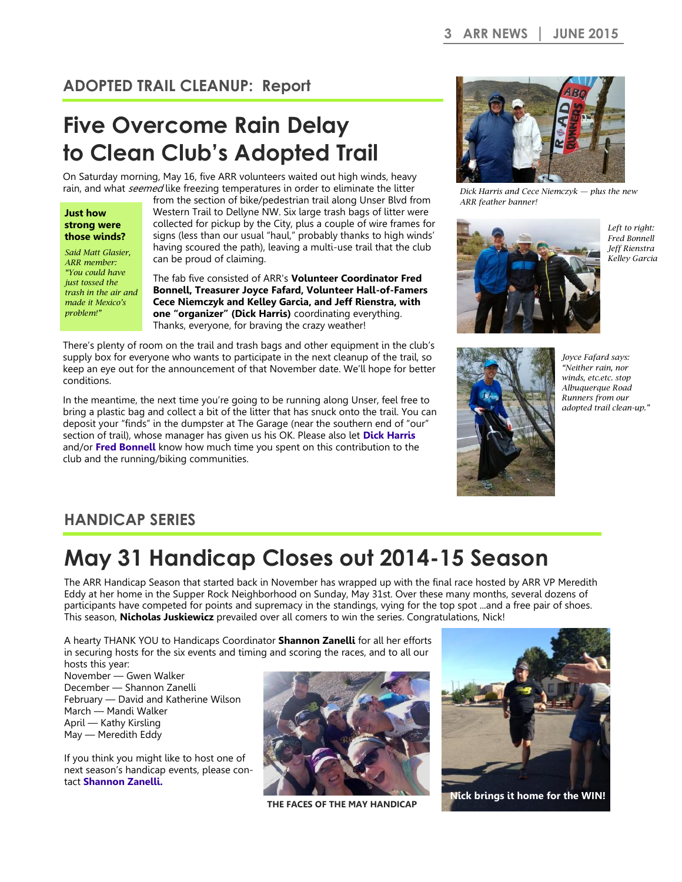## ADOPTED TRAIL CLEANUP: Report

# Five Overcome Rain Delay to Clean Club's Adopted Trail

On Saturday morning, May 16, five ARR volunteers waited out high winds, heavy rain, and what *seemed* like freezing temperatures in order to eliminate the litter from the section of bike/pedestrian trail along Unser Blvd from Western Trail to Dellyne NW. Six large trash bags of litter were collected for pickup by the City, plus a couple of wire frames for signs (less than our usual "haul," probably thanks to high winds' having scoured the path), leaving a multi-use trail that the club can be proud of claiming.

**Just how strong were those winds?**

*Said Matt Glasier, ARR member: "You could have just tossed the trash in the air and made it Mexico's problem!"*

The fab five consisted of ARR's **Volunteer Coordinator Fred Bonnell, Treasurer Joyce Fafard, Volunteer Hall-of-Famers Cece Niemczyk and Kelley Garcia, and Jeff Rienstra, with one "organizer" (Dick Harris)** coordinating everything. Thanks, everyone, for braving the crazy weather!

There's plenty of room on the trail and trash bags and other equipment in the club's supply box for everyone who wants to participate in the next cleanup of the trail, so keep an eye out for the announcement of that November date. We'll hope for better conditions.

In the meantime, the next time you're going to be running along Unser, feel free to bring a plastic bag and collect a bit of the litter that has snuck onto the trail. You can deposit your "finds" in the dumpster at The Garage (near the southern end of "our" section of trail), whose manager has given us his OK. Please also let **Dick Harris** and/or **Fred Bonnell** know how much time you spent on this contribution to the club and the running/biking communities.

*Dick Harris and Cece Niemczyk — plus the new ARR feather banner!*

*Left to right: Fred Bonnell Jeff Rienstra Kelley Garcia*

*Joyce Fafard says: "Neither rain, nor winds, etc.etc. stop Albuquerque Road Runners from our adopted trail clean-up."*

## HANDICAP SERIES

# May 31 Handicap Closes out 2014-15 Season

The ARR Handicap Season that started back in November has wrapped up with the final race hosted by ARR VP Meredith Eddy at her home in the Supper Rock Neighborhood on Sunday, May 31st. Over these many months, several dozens of participants have competed for points and supremacy in the standings, vying for the top spot ...and a free pair of shoes. This season, **Nicholas Juskiewicz** prevailed over all comers to win the series. Congratulations, Nick!

A hearty THANK YOU to Handicaps Coordinator **Shannon Zanelli** for all her efforts in securing hosts for the six events and timing and scoring the races, and to all our hosts this year:

November — Gwen Walker
December — Shannon Zanelli
February — David and Katherine Wilson
March — Mandi Walker
April — Kathy Kirsling
May — Meredith Eddy

If you think you might like to host one of next season's handicap events, please contact **Shannon Zanelli.**

**THE FACES OF THE MAY HANDICAP**

**Nick brings it home for the WIN!**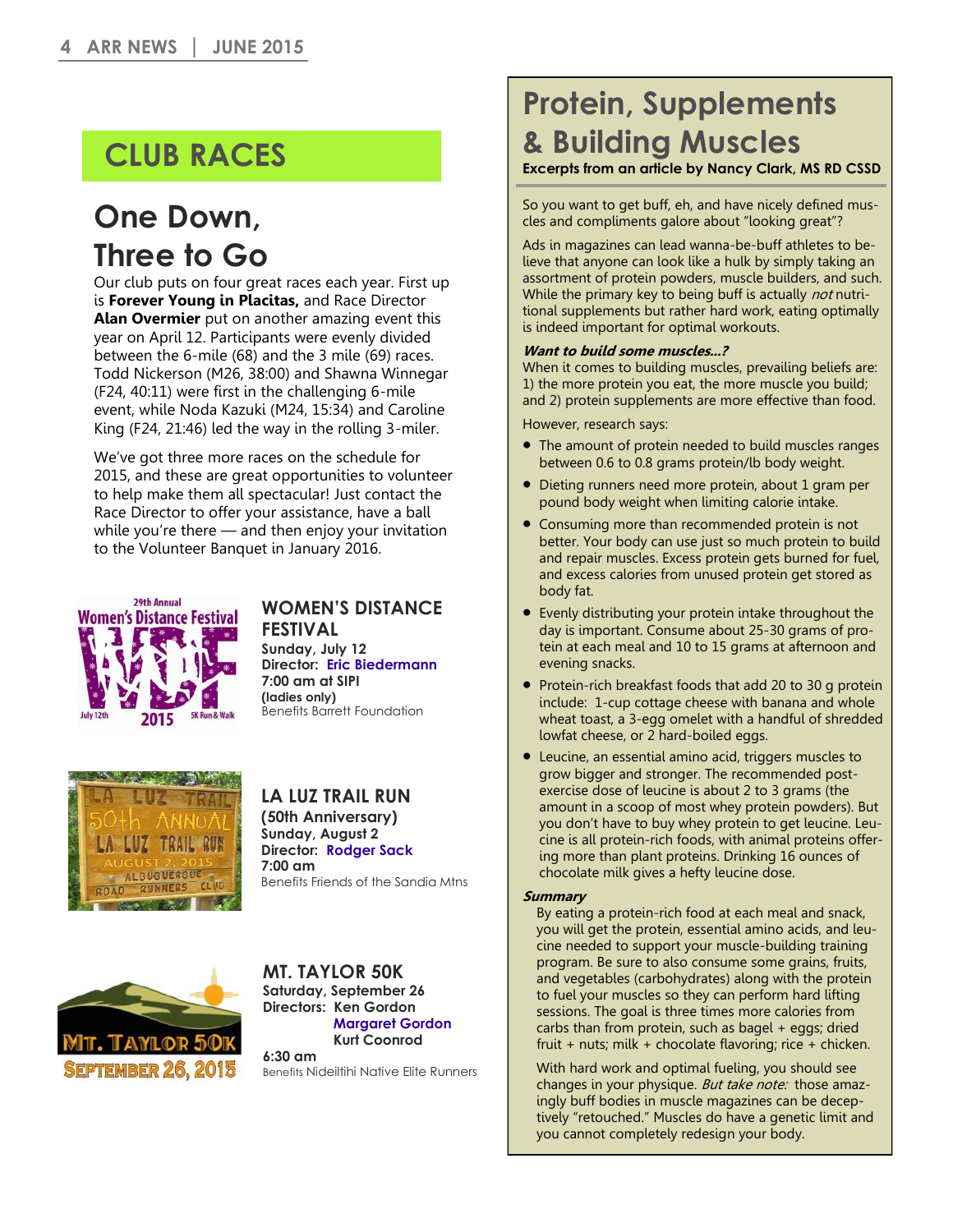# CLUB RACES

## One Down, Three to Go

Our club puts on four great races each year. First up is **Forever Young in Placitas,** and Race Director **Alan Overmier** put on another amazing event this year on April 12. Participants were evenly divided between the 6-mile (68) and the 3 mile (69) races. Todd Nickerson (M26, 38:00) and Shawna Winnegar (F24, 40:11) were first in the challenging 6-mile event, while Noda Kazuki (M24, 15:34) and Caroline King (F24, 21:46) led the way in the rolling 3-miler.

We've got three more races on the schedule for 2015, and these are great opportunities to volunteer to help make them all spectacular! Just contact the Race Director to offer your assistance, have a ball while you're there — and then enjoy your invitation to the Volunteer Banquet in January 2016.

### WOMEN'S DISTANCE FESTIVAL

**Sunday, July 12**
**Director: Eric Biedermann**
**7:00 am at SIPI**
**(ladies only)**
Benefits Barrett Foundation

### LA LUZ TRAIL RUN

**(50th Anniversary)**
**Sunday, August 2**
**Director: Rodger Sack**
**7:00 am**
Benefits Friends of the Sandia Mtns

### MT. TAYLOR 50K

**Saturday, September 26**
**Directors: Ken Gordon**
**Margaret Gordon**
**Kurt Coonrod**
**6:30 am**
Benefits Nideiltihi Native Elite Runners

# Protein, Supplements & Building Muscles

**Excerpts from an article by Nancy Clark, MS RD CSSD**

So you want to get buff, eh, and have nicely defined muscles and compliments galore about "looking great"?

Ads in magazines can lead wanna-be-buff athletes to believe that anyone can look like a hulk by simply taking an assortment of protein powders, muscle builders, and such. While the primary key to being buff is actually *not* nutritional supplements but rather hard work, eating optimally is indeed important for optimal workouts.

***Want to build some muscles...?***

When it comes to building muscles, prevailing beliefs are: 1) the more protein you eat, the more muscle you build; and 2) protein supplements are more effective than food.

However, research says:

- The amount of protein needed to build muscles ranges between 0.6 to 0.8 grams protein/lb body weight.
- Dieting runners need more protein, about 1 gram per pound body weight when limiting calorie intake.
- Consuming more than recommended protein is not better. Your body can use just so much protein to build and repair muscles. Excess protein gets burned for fuel, and excess calories from unused protein get stored as body fat.
- Evenly distributing your protein intake throughout the day is important. Consume about 25-30 grams of protein at each meal and 10 to 15 grams at afternoon and evening snacks.
- Protein-rich breakfast foods that add 20 to 30 g protein include: 1-cup cottage cheese with banana and whole wheat toast, a 3-egg omelet with a handful of shredded lowfat cheese, or 2 hard-boiled eggs.
- Leucine, an essential amino acid, triggers muscles to grow bigger and stronger. The recommended post-exercise dose of leucine is about 2 to 3 grams (the amount in a scoop of most whey protein powders). But you don't have to buy whey protein to get leucine. Leucine is all protein-rich foods, with animal proteins offering more than plant proteins. Drinking 16 ounces of chocolate milk gives a hefty leucine dose.

***Summary***

By eating a protein-rich food at each meal and snack, you will get the protein, essential amino acids, and leucine needed to support your muscle-building training program. Be sure to also consume some grains, fruits, and vegetables (carbohydrates) along with the protein to fuel your muscles so they can perform hard lifting sessions. The goal is three times more calories from carbs than from protein, such as bagel + eggs; dried fruit + nuts; milk + chocolate flavoring; rice + chicken.

With hard work and optimal fueling, you should see changes in your physique. *But take note:* those amazingly buff bodies in muscle magazines can be deceptively "retouched." Muscles do have a genetic limit and you cannot completely redesign your body.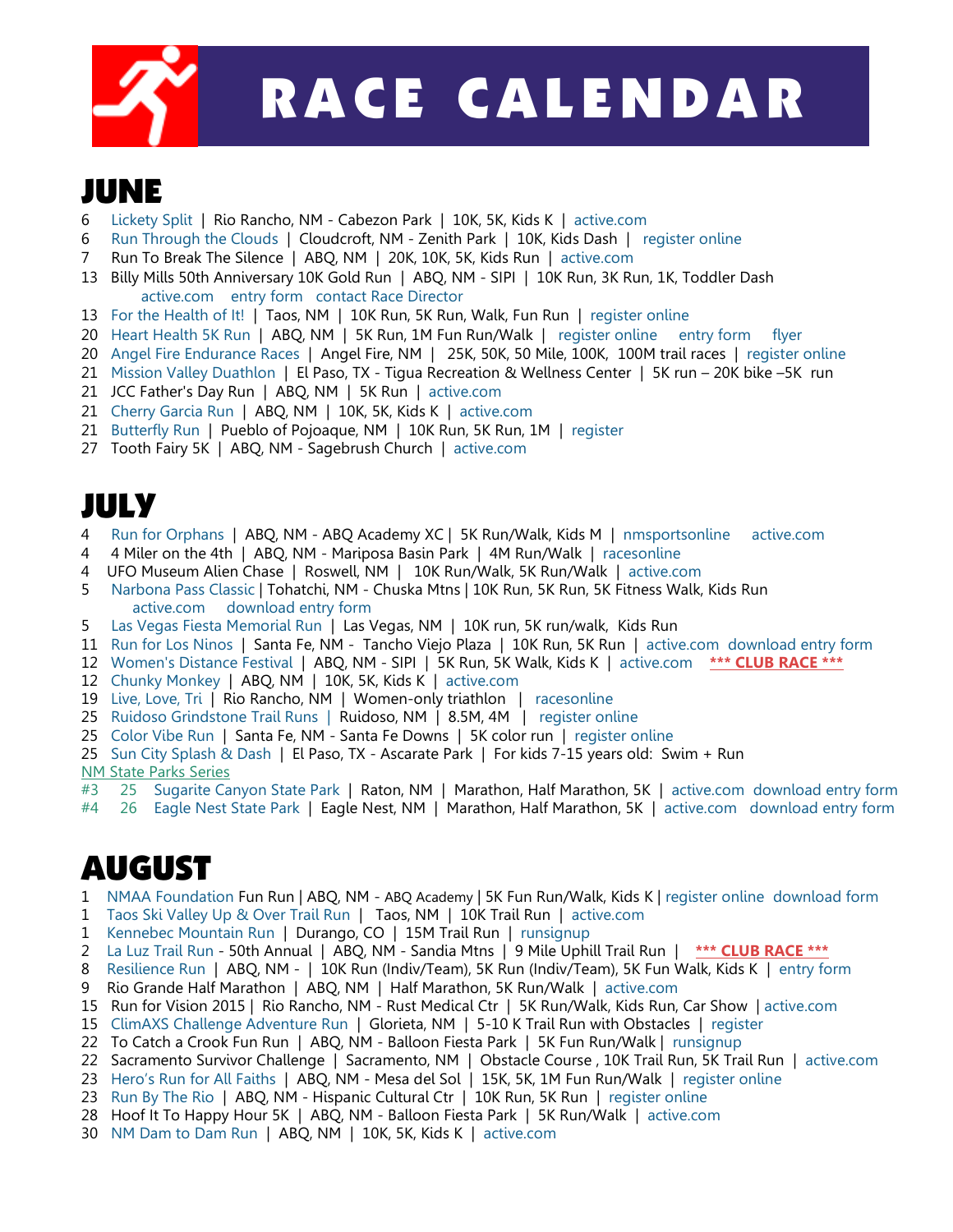# RACE CALENDAR

## JUNE

6 Lickety Split | Rio Rancho, NM - Cabezon Park | 10K, 5K, Kids K | active.com
6 Run Through the Clouds | Cloudcroft, NM - Zenith Park | 10K, Kids Dash | register online
7 Run To Break The Silence | ABQ, NM | 20K, 10K, 5K, Kids Run | active.com
13 Billy Mills 50th Anniversary 10K Gold Run | ABQ, NM - SIPI | 10K Run, 3K Run, 1K, Toddler Dash
active.com entry form contact Race Director
13 For the Health of It! | Taos, NM | 10K Run, 5K Run, Walk, Fun Run | register online
20 Heart Health 5K Run | ABQ, NM | 5K Run, 1M Fun Run/Walk | register online entry form flyer
20 Angel Fire Endurance Races | Angel Fire, NM | 25K, 50K, 50 Mile, 100K, 100M trail races | register online
21 Mission Valley Duathlon | El Paso, TX - Tigua Recreation & Wellness Center | 5K run – 20K bike –5K run
21 JCC Father's Day Run | ABQ, NM | 5K Run | active.com
21 Cherry Garcia Run | ABQ, NM | 10K, 5K, Kids K | active.com
21 Butterfly Run | Pueblo of Pojoaque, NM | 10K Run, 5K Run, 1M | register
27 Tooth Fairy 5K | ABQ, NM - Sagebrush Church | active.com

## JULY

4 Run for Orphans | ABQ, NM - ABQ Academy XC | 5K Run/Walk, Kids M | nmsportsonline active.com
4 4 Miler on the 4th | ABQ, NM - Mariposa Basin Park | 4M Run/Walk | racesonline
4 UFO Museum Alien Chase | Roswell, NM | 10K Run/Walk, 5K Run/Walk | active.com
5 Narbona Pass Classic | Tohatchi, NM - Chuska Mtns | 10K Run, 5K Run, 5K Fitness Walk, Kids Run
active.com download entry form
5 Las Vegas Fiesta Memorial Run | Las Vegas, NM | 10K run, 5K run/walk, Kids Run
11 Run for Los Ninos | Santa Fe, NM - Tancho Viejo Plaza | 10K Run, 5K Run | active.com download entry form
12 Women's Distance Festival | ABQ, NM - SIPI | 5K Run, 5K Walk, Kids K | active.com **\*\*\* CLUB RACE \*\*\***
12 Chunky Monkey | ABQ, NM | 10K, 5K, Kids K | active.com
19 Live, Love, Tri | Rio Rancho, NM | Women-only triathlon | racesonline
25 Ruidoso Grindstone Trail Runs | Ruidoso, NM | 8.5M, 4M | register online
25 Color Vibe Run | Santa Fe, NM - Santa Fe Downs | 5K color run | register online
25 Sun City Splash & Dash | El Paso, TX - Ascarate Park | For kids 7-15 years old: Swim + Run

NM State Parks Series
#3 25 Sugarite Canyon State Park | Raton, NM | Marathon, Half Marathon, 5K | active.com download entry form
#4 26 Eagle Nest State Park | Eagle Nest, NM | Marathon, Half Marathon, 5K | active.com download entry form

## AUGUST

1 NMAA Foundation Fun Run | ABQ, NM - ABQ Academy | 5K Fun Run/Walk, Kids K | register online download form
1 Taos Ski Valley Up & Over Trail Run | Taos, NM | 10K Trail Run | active.com
1 Kennebec Mountain Run | Durango, CO | 15M Trail Run | runsignup
2 La Luz Trail Run - 50th Annual | ABQ, NM - Sandia Mtns | 9 Mile Uphill Trail Run | **\*\*\* CLUB RACE \*\*\***
8 Resilience Run | ABQ, NM - | 10K Run (Indiv/Team), 5K Run (Indiv/Team), 5K Fun Walk, Kids K | entry form
9 Rio Grande Half Marathon | ABQ, NM | Half Marathon, 5K Run/Walk | active.com
15 Run for Vision 2015 | Rio Rancho, NM - Rust Medical Ctr | 5K Run/Walk, Kids Run, Car Show | active.com
15 ClimAXS Challenge Adventure Run | Glorieta, NM | 5-10 K Trail Run with Obstacles | register
22 To Catch a Crook Fun Run | ABQ, NM - Balloon Fiesta Park | 5K Fun Run/Walk | runsignup
22 Sacramento Survivor Challenge | Sacramento, NM | Obstacle Course , 10K Trail Run, 5K Trail Run | active.com
23 Hero's Run for All Faiths | ABQ, NM - Mesa del Sol | 15K, 5K, 1M Fun Run/Walk | register online
23 Run By The Rio | ABQ, NM - Hispanic Cultural Ctr | 10K Run, 5K Run | register online
28 Hoof It To Happy Hour 5K | ABQ, NM - Balloon Fiesta Park | 5K Run/Walk | active.com
30 NM Dam to Dam Run | ABQ, NM | 10K, 5K, Kids K | active.com